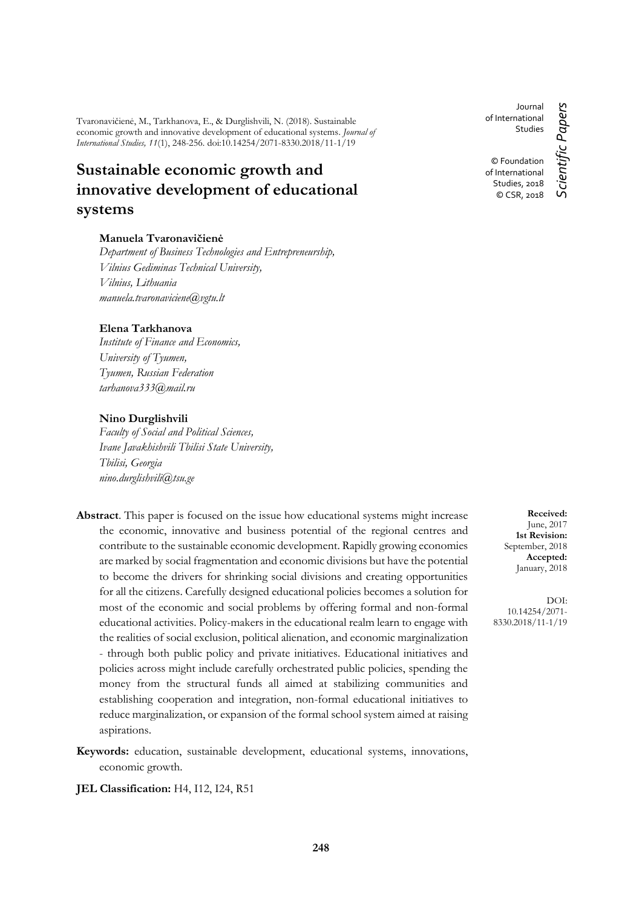Tvaronavičienė, M., Tarkhanova, E., & Durglishvili, N. (2018). Sustainable economic growth and innovative development of educational systems. *Journal of International Studies, 11*(1), 248-256. doi:10.14254/2071-8330.2018/11-1/19

Journal of International Studies

© Foundation of International Studies, 2018
© CSR, 2018

*Scientific Papers*

# Sustainable economic growth and innovative development of educational systems

**Manuela Tvaronavičienė**
*Department of Business Technologies and Entrepreneurship,*
*Vilnius Gediminas Technical University,*
*Vilnius, Lithuania*
*manuela.tvaronaviciene@vgtu.lt*

**Elena Tarkhanova**
*Institute of Finance and Economics,*
*University of Tyumen,*
*Tyumen, Russian Federation*
*tarhanova333@mail.ru*

**Nino Durglishvili**
*Faculty of Social and Political Sciences,*
*Ivane Javakhishvili Tbilisi State University,*
*Tbilisi, Georgia*
*nino.durglishvili@tsu.ge*

**Received:** June, 2017
**1st Revision:** September, 2018
**Accepted:** January, 2018

DOI: 10.14254/2071-8330.2018/11-1/19

**Abstract**. This paper is focused on the issue how educational systems might increase the economic, innovative and business potential of the regional centres and contribute to the sustainable economic development. Rapidly growing economies are marked by social fragmentation and economic divisions but have the potential to become the drivers for shrinking social divisions and creating opportunities for all the citizens. Carefully designed educational policies becomes a solution for most of the economic and social problems by offering formal and non-formal educational activities. Policy-makers in the educational realm learn to engage with the realities of social exclusion, political alienation, and economic marginalization - through both public policy and private initiatives. Educational initiatives and policies across might include carefully orchestrated public policies, spending the money from the structural funds all aimed at stabilizing communities and establishing cooperation and integration, non-formal educational initiatives to reduce marginalization, or expansion of the formal school system aimed at raising aspirations.

**Keywords:** education, sustainable development, educational systems, innovations, economic growth.

**JEL Classification:** H4, I12, I24, R51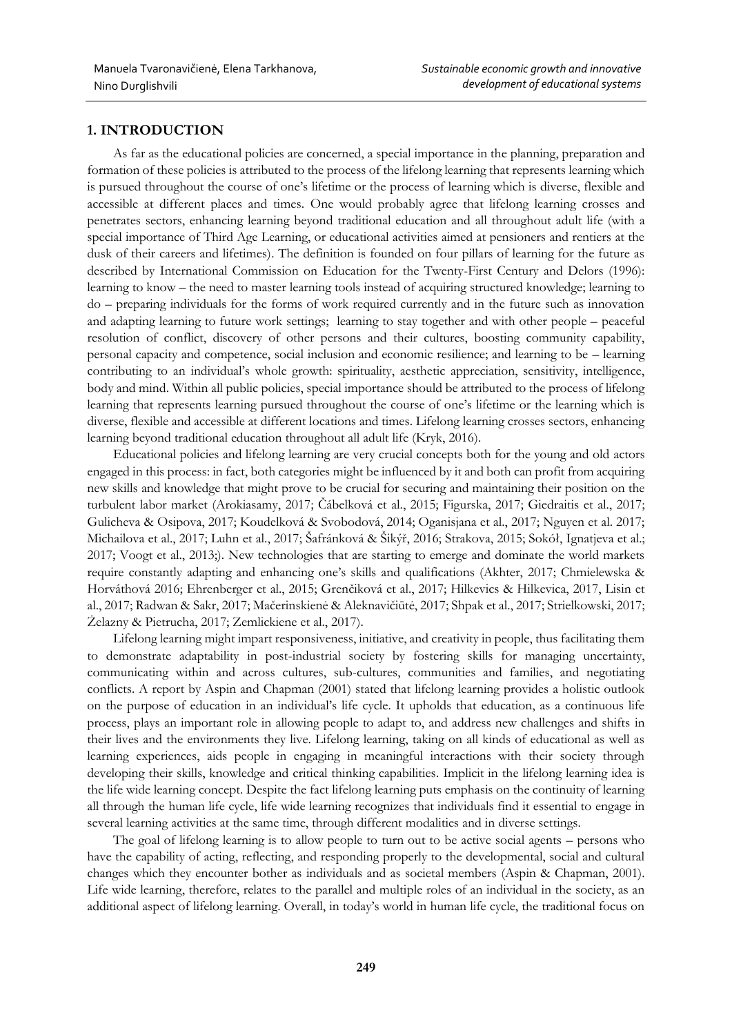## 1. INTRODUCTION

As far as the educational policies are concerned, a special importance in the planning, preparation and formation of these policies is attributed to the process of the lifelong learning that represents learning which is pursued throughout the course of one's lifetime or the process of learning which is diverse, flexible and accessible at different places and times. One would probably agree that lifelong learning crosses and penetrates sectors, enhancing learning beyond traditional education and all throughout adult life (with a special importance of Third Age Learning, or educational activities aimed at pensioners and rentiers at the dusk of their careers and lifetimes). The definition is founded on four pillars of learning for the future as described by International Commission on Education for the Twenty-First Century and Delors (1996): learning to know – the need to master learning tools instead of acquiring structured knowledge; learning to do – preparing individuals for the forms of work required currently and in the future such as innovation and adapting learning to future work settings; learning to stay together and with other people – peaceful resolution of conflict, discovery of other persons and their cultures, boosting community capability, personal capacity and competence, social inclusion and economic resilience; and learning to be – learning contributing to an individual's whole growth: spirituality, aesthetic appreciation, sensitivity, intelligence, body and mind. Within all public policies, special importance should be attributed to the process of lifelong learning that represents learning pursued throughout the course of one's lifetime or the learning which is diverse, flexible and accessible at different locations and times. Lifelong learning crosses sectors, enhancing learning beyond traditional education throughout all adult life (Kryk, 2016).

Educational policies and lifelong learning are very crucial concepts both for the young and old actors engaged in this process: in fact, both categories might be influenced by it and both can profit from acquiring new skills and knowledge that might prove to be crucial for securing and maintaining their position on the turbulent labor market (Arokiasamy, 2017; Čábelková et al., 2015; Figurska, 2017; Giedraitis et al., 2017; Gulicheva & Osipova, 2017; Koudelková & Svobodová, 2014; Oganisjana et al., 2017; Nguyen et al. 2017; Michailova et al., 2017; Luhn et al., 2017; Šafránková & Šikýř, 2016; Strakova, 2015; Sokół, Ignatjeva et al.; 2017; Voogt et al., 2013;). New technologies that are starting to emerge and dominate the world markets require constantly adapting and enhancing one's skills and qualifications (Akhter, 2017; Chmielewska & Horváthová 2016; Ehrenberger et al., 2015; Grenčiková et al., 2017; Hilkevics & Hilkevica, 2017, Lisin et al., 2017; Radwan & Sakr, 2017; Mačerinskienė & Aleknavičiūtė, 2017; Shpak et al., 2017; Strielkowski, 2017; Żelazny & Pietrucha, 2017; Zemlickiene et al., 2017).

Lifelong learning might impart responsiveness, initiative, and creativity in people, thus facilitating them to demonstrate adaptability in post-industrial society by fostering skills for managing uncertainty, communicating within and across cultures, sub-cultures, communities and families, and negotiating conflicts. A report by Aspin and Chapman (2001) stated that lifelong learning provides a holistic outlook on the purpose of education in an individual's life cycle. It upholds that education, as a continuous life process, plays an important role in allowing people to adapt to, and address new challenges and shifts in their lives and the environments they live. Lifelong learning, taking on all kinds of educational as well as learning experiences, aids people in engaging in meaningful interactions with their society through developing their skills, knowledge and critical thinking capabilities. Implicit in the lifelong learning idea is the life wide learning concept. Despite the fact lifelong learning puts emphasis on the continuity of learning all through the human life cycle, life wide learning recognizes that individuals find it essential to engage in several learning activities at the same time, through different modalities and in diverse settings.

The goal of lifelong learning is to allow people to turn out to be active social agents – persons who have the capability of acting, reflecting, and responding properly to the developmental, social and cultural changes which they encounter bother as individuals and as societal members (Aspin & Chapman, 2001). Life wide learning, therefore, relates to the parallel and multiple roles of an individual in the society, as an additional aspect of lifelong learning. Overall, in today's world in human life cycle, the traditional focus on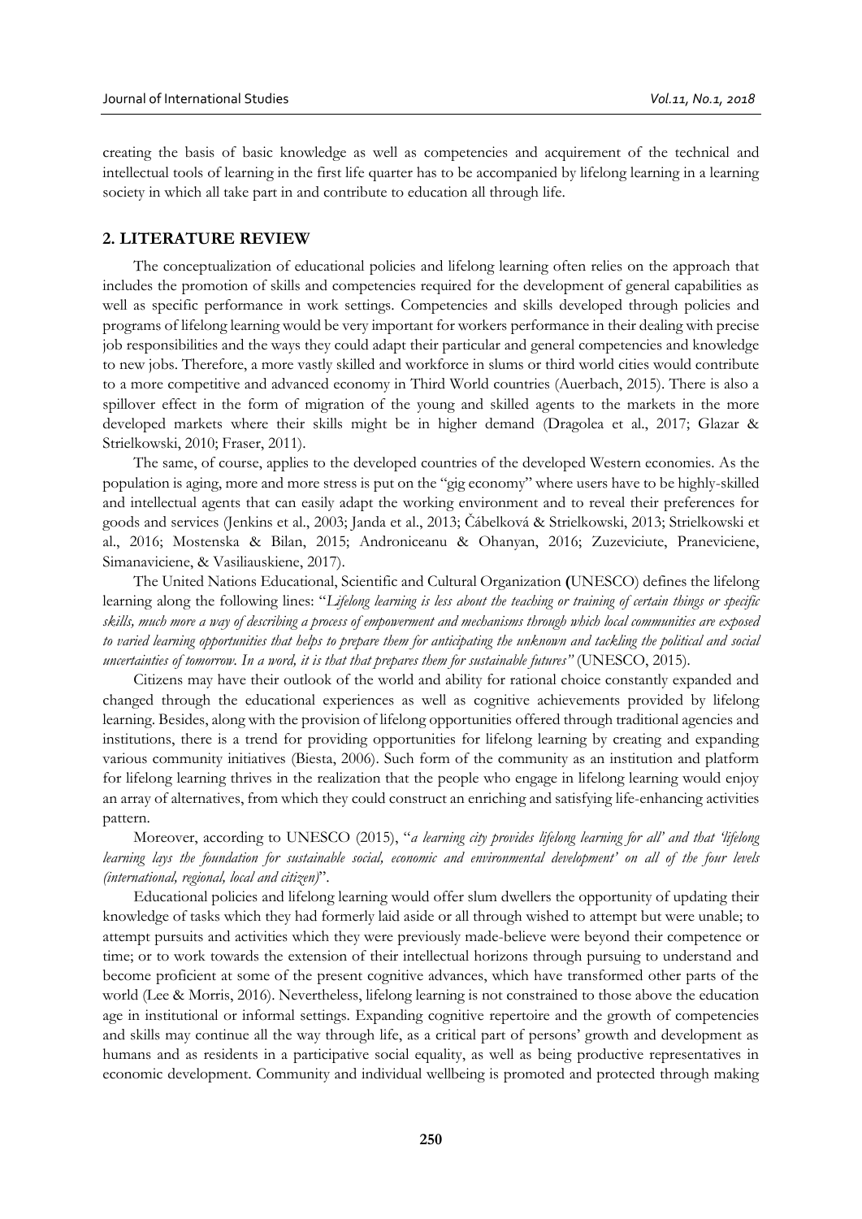creating the basis of basic knowledge as well as competencies and acquirement of the technical and intellectual tools of learning in the first life quarter has to be accompanied by lifelong learning in a learning society in which all take part in and contribute to education all through life.

## 2. LITERATURE REVIEW

The conceptualization of educational policies and lifelong learning often relies on the approach that includes the promotion of skills and competencies required for the development of general capabilities as well as specific performance in work settings. Competencies and skills developed through policies and programs of lifelong learning would be very important for workers performance in their dealing with precise job responsibilities and the ways they could adapt their particular and general competencies and knowledge to new jobs. Therefore, a more vastly skilled and workforce in slums or third world cities would contribute to a more competitive and advanced economy in Third World countries (Auerbach, 2015). There is also a spillover effect in the form of migration of the young and skilled agents to the markets in the more developed markets where their skills might be in higher demand (Dragolea et al., 2017; Glazar & Strielkowski, 2010; Fraser, 2011).

The same, of course, applies to the developed countries of the developed Western economies. As the population is aging, more and more stress is put on the "gig economy" where users have to be highly-skilled and intellectual agents that can easily adapt the working environment and to reveal their preferences for goods and services (Jenkins et al., 2003; Janda et al., 2013; Čábelková & Strielkowski, 2013; Strielkowski et al., 2016; Mostenska & Bilan, 2015; Androniceanu & Ohanyan, 2016; Zuzeviciute, Praneviciene, Simanaviciene, & Vasiliauskiene, 2017).

The United Nations Educational, Scientific and Cultural Organization **(**UNESCO) defines the lifelong learning along the following lines: "*Lifelong learning is less about the teaching or training of certain things or specific skills, much more a way of describing a process of empowerment and mechanisms through which local communities are exposed to varied learning opportunities that helps to prepare them for anticipating the unknown and tackling the political and social uncertainties of tomorrow. In a word, it is that that prepares them for sustainable futures"* (UNESCO, 2015).

Citizens may have their outlook of the world and ability for rational choice constantly expanded and changed through the educational experiences as well as cognitive achievements provided by lifelong learning. Besides, along with the provision of lifelong opportunities offered through traditional agencies and institutions, there is a trend for providing opportunities for lifelong learning by creating and expanding various community initiatives (Biesta, 2006). Such form of the community as an institution and platform for lifelong learning thrives in the realization that the people who engage in lifelong learning would enjoy an array of alternatives, from which they could construct an enriching and satisfying life-enhancing activities pattern.

Moreover, according to UNESCO (2015), "*a learning city provides lifelong learning for all' and that 'lifelong learning lays the foundation for sustainable social, economic and environmental development' on all of the four levels (international, regional, local and citizen)*".

Educational policies and lifelong learning would offer slum dwellers the opportunity of updating their knowledge of tasks which they had formerly laid aside or all through wished to attempt but were unable; to attempt pursuits and activities which they were previously made-believe were beyond their competence or time; or to work towards the extension of their intellectual horizons through pursuing to understand and become proficient at some of the present cognitive advances, which have transformed other parts of the world (Lee & Morris, 2016). Nevertheless, lifelong learning is not constrained to those above the education age in institutional or informal settings. Expanding cognitive repertoire and the growth of competencies and skills may continue all the way through life, as a critical part of persons' growth and development as humans and as residents in a participative social equality, as well as being productive representatives in economic development. Community and individual wellbeing is promoted and protected through making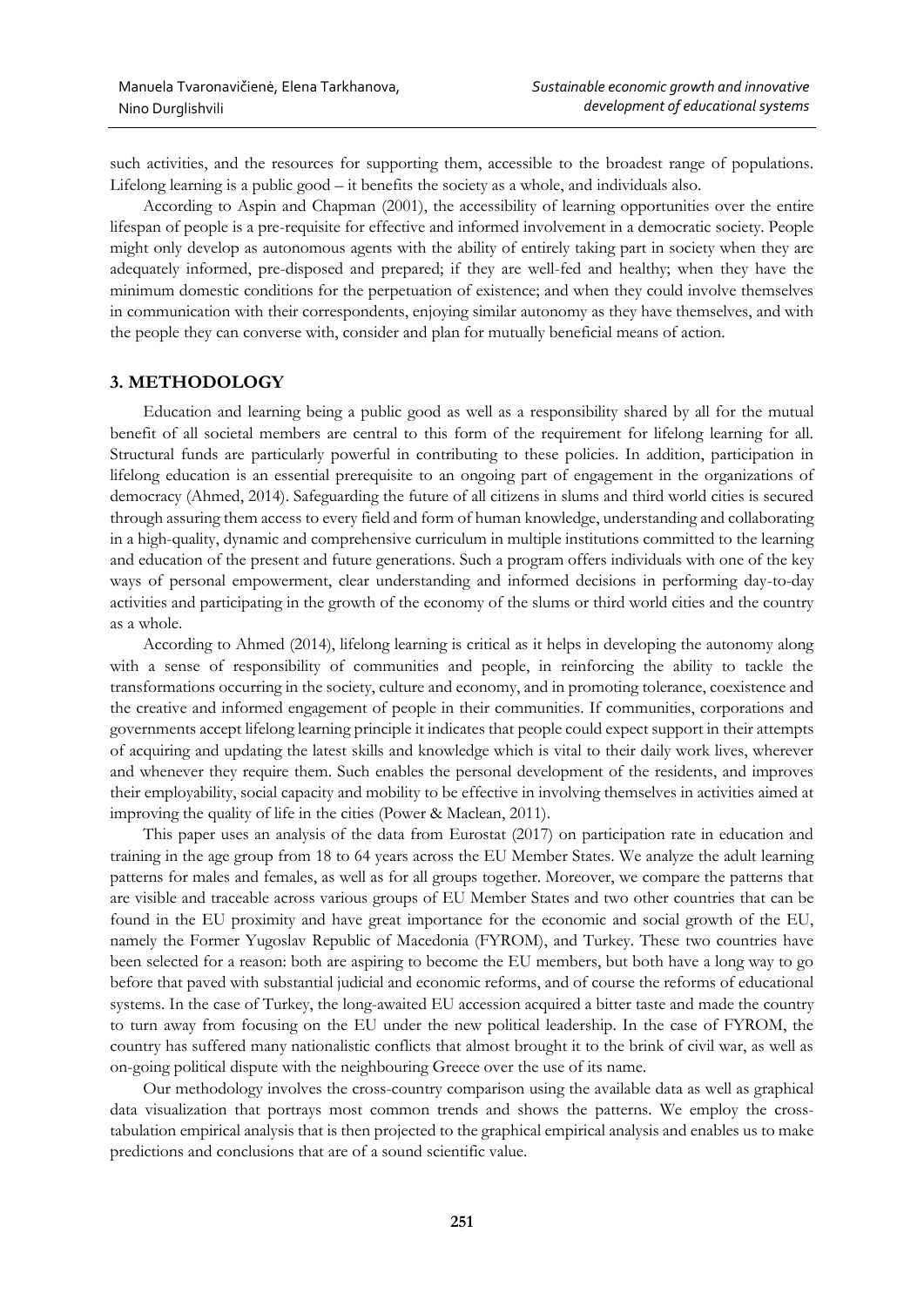such activities, and the resources for supporting them, accessible to the broadest range of populations. Lifelong learning is a public good – it benefits the society as a whole, and individuals also.

According to Aspin and Chapman (2001), the accessibility of learning opportunities over the entire lifespan of people is a pre-requisite for effective and informed involvement in a democratic society. People might only develop as autonomous agents with the ability of entirely taking part in society when they are adequately informed, pre-disposed and prepared; if they are well-fed and healthy; when they have the minimum domestic conditions for the perpetuation of existence; and when they could involve themselves in communication with their correspondents, enjoying similar autonomy as they have themselves, and with the people they can converse with, consider and plan for mutually beneficial means of action.

## 3. METHODOLOGY

Education and learning being a public good as well as a responsibility shared by all for the mutual benefit of all societal members are central to this form of the requirement for lifelong learning for all. Structural funds are particularly powerful in contributing to these policies. In addition, participation in lifelong education is an essential prerequisite to an ongoing part of engagement in the organizations of democracy (Ahmed, 2014). Safeguarding the future of all citizens in slums and third world cities is secured through assuring them access to every field and form of human knowledge, understanding and collaborating in a high-quality, dynamic and comprehensive curriculum in multiple institutions committed to the learning and education of the present and future generations. Such a program offers individuals with one of the key ways of personal empowerment, clear understanding and informed decisions in performing day-to-day activities and participating in the growth of the economy of the slums or third world cities and the country as a whole.

According to Ahmed (2014), lifelong learning is critical as it helps in developing the autonomy along with a sense of responsibility of communities and people, in reinforcing the ability to tackle the transformations occurring in the society, culture and economy, and in promoting tolerance, coexistence and the creative and informed engagement of people in their communities. If communities, corporations and governments accept lifelong learning principle it indicates that people could expect support in their attempts of acquiring and updating the latest skills and knowledge which is vital to their daily work lives, wherever and whenever they require them. Such enables the personal development of the residents, and improves their employability, social capacity and mobility to be effective in involving themselves in activities aimed at improving the quality of life in the cities (Power & Maclean, 2011).

This paper uses an analysis of the data from Eurostat (2017) on participation rate in education and training in the age group from 18 to 64 years across the EU Member States. We analyze the adult learning patterns for males and females, as well as for all groups together. Moreover, we compare the patterns that are visible and traceable across various groups of EU Member States and two other countries that can be found in the EU proximity and have great importance for the economic and social growth of the EU, namely the Former Yugoslav Republic of Macedonia (FYROM), and Turkey. These two countries have been selected for a reason: both are aspiring to become the EU members, but both have a long way to go before that paved with substantial judicial and economic reforms, and of course the reforms of educational systems. In the case of Turkey, the long-awaited EU accession acquired a bitter taste and made the country to turn away from focusing on the EU under the new political leadership. In the case of FYROM, the country has suffered many nationalistic conflicts that almost brought it to the brink of civil war, as well as on-going political dispute with the neighbouring Greece over the use of its name.

Our methodology involves the cross-country comparison using the available data as well as graphical data visualization that portrays most common trends and shows the patterns. We employ the cross-tabulation empirical analysis that is then projected to the graphical empirical analysis and enables us to make predictions and conclusions that are of a sound scientific value.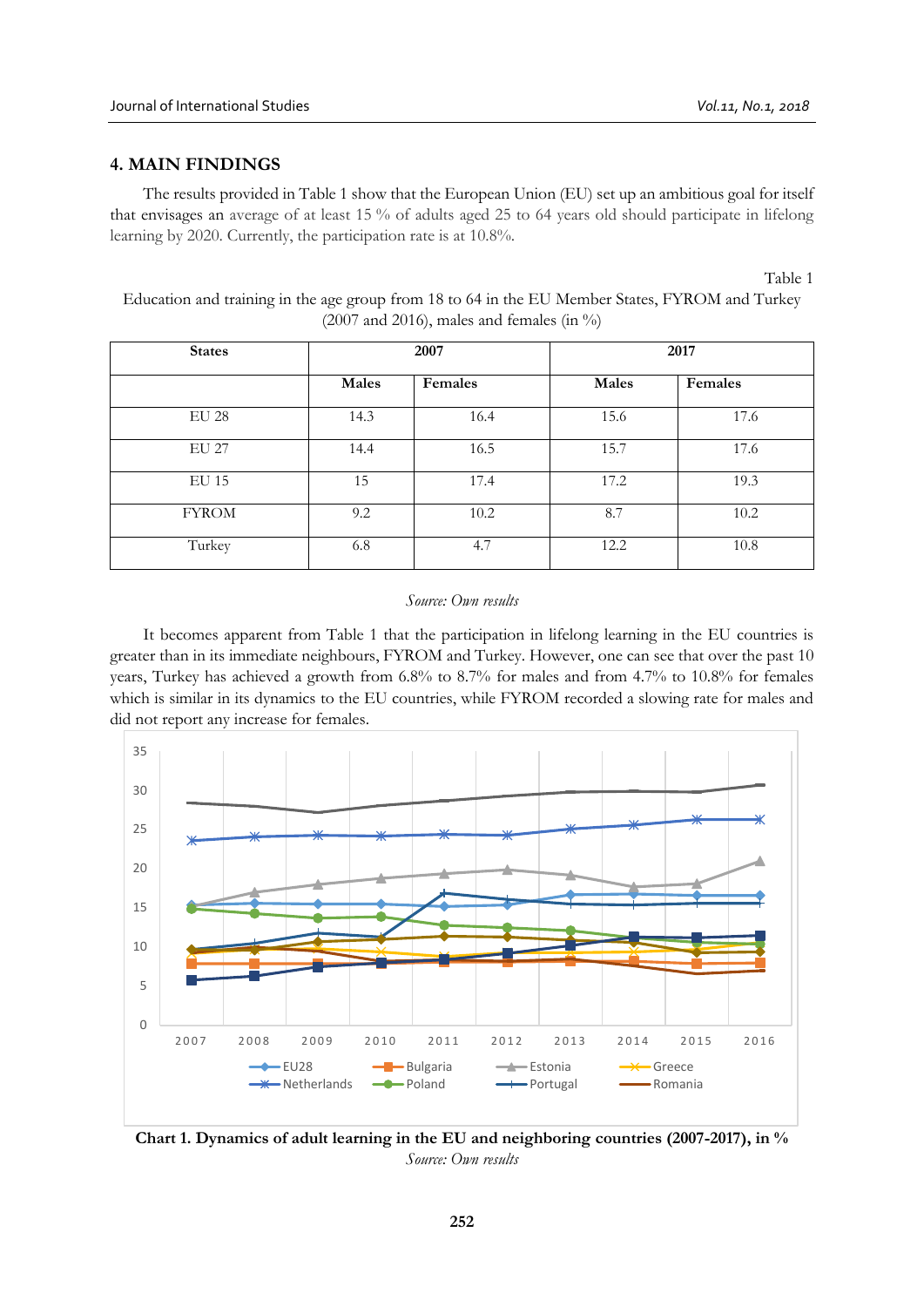## 4. MAIN FINDINGS

The results provided in Table 1 show that the European Union (EU) set up an ambitious goal for itself that envisages an average of at least 15 % of adults aged 25 to 64 years old should participate in lifelong learning by 2020. Currently, the participation rate is at 10.8%.

Table 1

Education and training in the age group from 18 to 64 in the EU Member States, FYROM and Turkey (2007 and 2016), males and females (in %)

| States | 2007 | | 2017 | |
|---|---|---|---|---|
| | Males | Females | Males | Females |
| EU 28 | 14.3 | 16.4 | 15.6 | 17.6 |
| EU 27 | 14.4 | 16.5 | 15.7 | 17.6 |
| EU 15 | 15 | 17.4 | 17.2 | 19.3 |
| FYROM | 9.2 | 10.2 | 8.7 | 10.2 |
| Turkey | 6.8 | 4.7 | 12.2 | 10.8 |

*Source: Own results*

It becomes apparent from Table 1 that the participation in lifelong learning in the EU countries is greater than in its immediate neighbours, FYROM and Turkey. However, one can see that over the past 10 years, Turkey has achieved a growth from 6.8% to 8.7% for males and from 4.7% to 10.8% for females which is similar in its dynamics to the EU countries, while FYROM recorded a slowing rate for males and did not report any increase for females.

**Chart 1. Dynamics of adult learning in the EU and neighboring countries (2007-2017), in %**

*Source: Own results*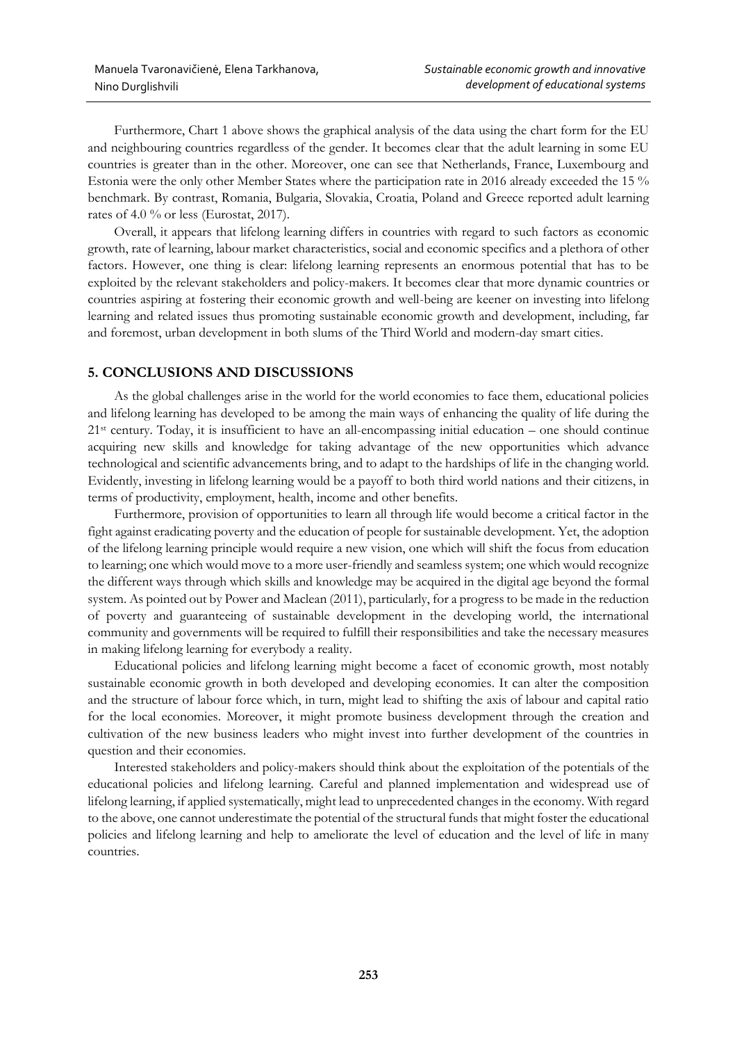Furthermore, Chart 1 above shows the graphical analysis of the data using the chart form for the EU and neighbouring countries regardless of the gender. It becomes clear that the adult learning in some EU countries is greater than in the other. Moreover, one can see that Netherlands, France, Luxembourg and Estonia were the only other Member States where the participation rate in 2016 already exceeded the 15 % benchmark. By contrast, Romania, Bulgaria, Slovakia, Croatia, Poland and Greece reported adult learning rates of 4.0 % or less (Eurostat, 2017).

Overall, it appears that lifelong learning differs in countries with regard to such factors as economic growth, rate of learning, labour market characteristics, social and economic specifics and a plethora of other factors. However, one thing is clear: lifelong learning represents an enormous potential that has to be exploited by the relevant stakeholders and policy-makers. It becomes clear that more dynamic countries or countries aspiring at fostering their economic growth and well-being are keener on investing into lifelong learning and related issues thus promoting sustainable economic growth and development, including, far and foremost, urban development in both slums of the Third World and modern-day smart cities.

## 5. CONCLUSIONS AND DISCUSSIONS

As the global challenges arise in the world for the world economies to face them, educational policies and lifelong learning has developed to be among the main ways of enhancing the quality of life during the 21st century. Today, it is insufficient to have an all-encompassing initial education – one should continue acquiring new skills and knowledge for taking advantage of the new opportunities which advance technological and scientific advancements bring, and to adapt to the hardships of life in the changing world. Evidently, investing in lifelong learning would be a payoff to both third world nations and their citizens, in terms of productivity, employment, health, income and other benefits.

Furthermore, provision of opportunities to learn all through life would become a critical factor in the fight against eradicating poverty and the education of people for sustainable development. Yet, the adoption of the lifelong learning principle would require a new vision, one which will shift the focus from education to learning; one which would move to a more user-friendly and seamless system; one which would recognize the different ways through which skills and knowledge may be acquired in the digital age beyond the formal system. As pointed out by Power and Maclean (2011), particularly, for a progress to be made in the reduction of poverty and guaranteeing of sustainable development in the developing world, the international community and governments will be required to fulfill their responsibilities and take the necessary measures in making lifelong learning for everybody a reality.

Educational policies and lifelong learning might become a facet of economic growth, most notably sustainable economic growth in both developed and developing economies. It can alter the composition and the structure of labour force which, in turn, might lead to shifting the axis of labour and capital ratio for the local economies. Moreover, it might promote business development through the creation and cultivation of the new business leaders who might invest into further development of the countries in question and their economies.

Interested stakeholders and policy-makers should think about the exploitation of the potentials of the educational policies and lifelong learning. Careful and planned implementation and widespread use of lifelong learning, if applied systematically, might lead to unprecedented changes in the economy. With regard to the above, one cannot underestimate the potential of the structural funds that might foster the educational policies and lifelong learning and help to ameliorate the level of education and the level of life in many countries.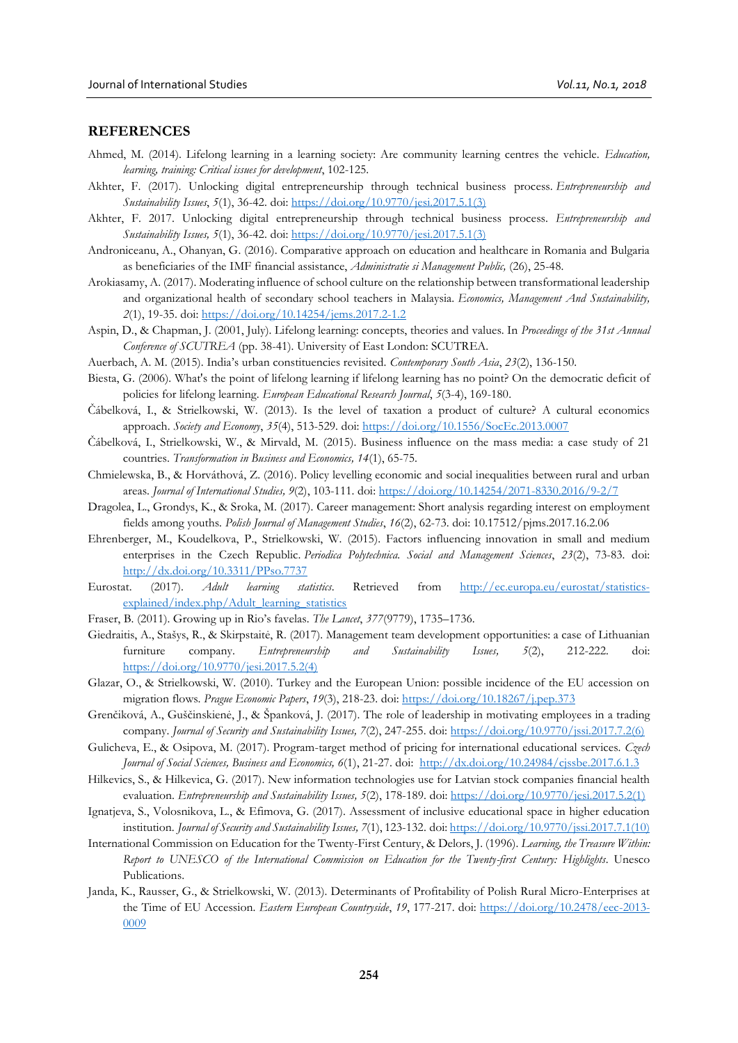## REFERENCES

Ahmed, M. (2014). Lifelong learning in a learning society: Are community learning centres the vehicle. *Education, learning, training: Critical issues for development*, 102-125.

Akhter, F. (2017). Unlocking digital entrepreneurship through technical business process. *Entrepreneurship and Sustainability Issues*, *5*(1), 36-42. doi: https://doi.org/10.9770/jesi.2017.5.1(3)

Akhter, F. 2017. Unlocking digital entrepreneurship through technical business process. *Entrepreneurship and Sustainability Issues, 5*(1), 36-42. doi: https://doi.org/10.9770/jesi.2017.5.1(3)

Androniceanu, A., Ohanyan, G. (2016). Comparative approach on education and healthcare in Romania and Bulgaria as beneficiaries of the IMF financial assistance, *Administratie si Management Public,* (26), 25-48.

Arokiasamy, A. (2017). Moderating influence of school culture on the relationship between transformational leadership and organizational health of secondary school teachers in Malaysia. *Economics, Management And Sustainability, 2*(1), 19-35. doi: https://doi.org/10.14254/jems.2017.2-1.2

Aspin, D., & Chapman, J. (2001, July). Lifelong learning: concepts, theories and values. In *Proceedings of the 31st Annual Conference of SCUTREA* (pp. 38-41). University of East London: SCUTREA.

Auerbach, A. M. (2015). India's urban constituencies revisited. *Contemporary South Asia*, *23*(2), 136-150.

Biesta, G. (2006). What's the point of lifelong learning if lifelong learning has no point? On the democratic deficit of policies for lifelong learning. *European Educational Research Journal*, *5*(3-4), 169-180.

Čábelková, I., & Strielkowski, W. (2013). Is the level of taxation a product of culture? A cultural economics approach. *Society and Economy*, *35*(4), 513-529. doi: https://doi.org/10.1556/SocEc.2013.0007

Čábelková, I., Strielkowski, W., & Mirvald, M. (2015). Business influence on the mass media: a case study of 21 countries. *Transformation in Business and Economics, 14*(1), 65-75.

Chmielewska, B., & Horváthová, Z. (2016). Policy levelling economic and social inequalities between rural and urban areas. *Journal of International Studies, 9*(2), 103-111. doi: https://doi.org/10.14254/2071-8330.2016/9-2/7

Dragolea, L., Grondys, K., & Sroka, M. (2017). Career management: Short analysis regarding interest on employment fields among youths. *Polish Journal of Management Studies*, *16*(2), 62-73. doi: 10.17512/pjms.2017.16.2.06

Ehrenberger, M., Koudelkova, P., Strielkowski, W. (2015). Factors influencing innovation in small and medium enterprises in the Czech Republic. *Periodica Polytechnica. Social and Management Sciences*, *23*(2), 73-83. doi: http://dx.doi.org/10.3311/PPso.7737

Eurostat. (2017). *Adult learning statistics*. Retrieved from http://ec.europa.eu/eurostat/statistics-explained/index.php/Adult_learning_statistics

Fraser, B. (2011). Growing up in Rio's favelas. *The Lancet*, *377*(9779), 1735–1736.

Giedraitis, A., Stašys, R., & Skirpstaitė, R. (2017). Management team development opportunities: a case of Lithuanian furniture company. *Entrepreneurship and Sustainability Issues, 5*(2), 212-222. doi: https://doi.org/10.9770/jesi.2017.5.2(4)

Glazar, O., & Strielkowski, W. (2010). Turkey and the European Union: possible incidence of the EU accession on migration flows. *Prague Economic Papers*, *19*(3), 218-23. doi: https://doi.org/10.18267/j.pep.373

Grenčiková, A., Guščinskienė, J., & Španková, J. (2017). The role of leadership in motivating employees in a trading company. *Journal of Security and Sustainability Issues, 7*(2), 247-255. doi: https://doi.org/10.9770/jssi.2017.7.2(6)

Gulicheva, E., & Osipova, M. (2017). Program-target method of pricing for international educational services. *Czech Journal of Social Sciences, Business and Economics, 6*(1), 21-27. doi: http://dx.doi.org/10.24984/cjssbe.2017.6.1.3

Hilkevics, S., & Hilkevica, G. (2017). New information technologies use for Latvian stock companies financial health evaluation. *Entrepreneurship and Sustainability Issues, 5*(2), 178-189. doi: https://doi.org/10.9770/jesi.2017.5.2(1)

Ignatjeva, S., Volosnikova, L., & Efimova, G. (2017). Assessment of inclusive educational space in higher education institution. *Journal of Security and Sustainability Issues, 7*(1), 123-132. doi: https://doi.org/10.9770/jssi.2017.7.1(10)

International Commission on Education for the Twenty-First Century, & Delors, J. (1996). *Learning, the Treasure Within: Report to UNESCO of the International Commission on Education for the Twenty-first Century: Highlights*. Unesco Publications.

Janda, K., Rausser, G., & Strielkowski, W. (2013). Determinants of Profitability of Polish Rural Micro-Enterprises at the Time of EU Accession. *Eastern European Countryside*, *19*, 177-217. doi: https://doi.org/10.2478/eec-2013-0009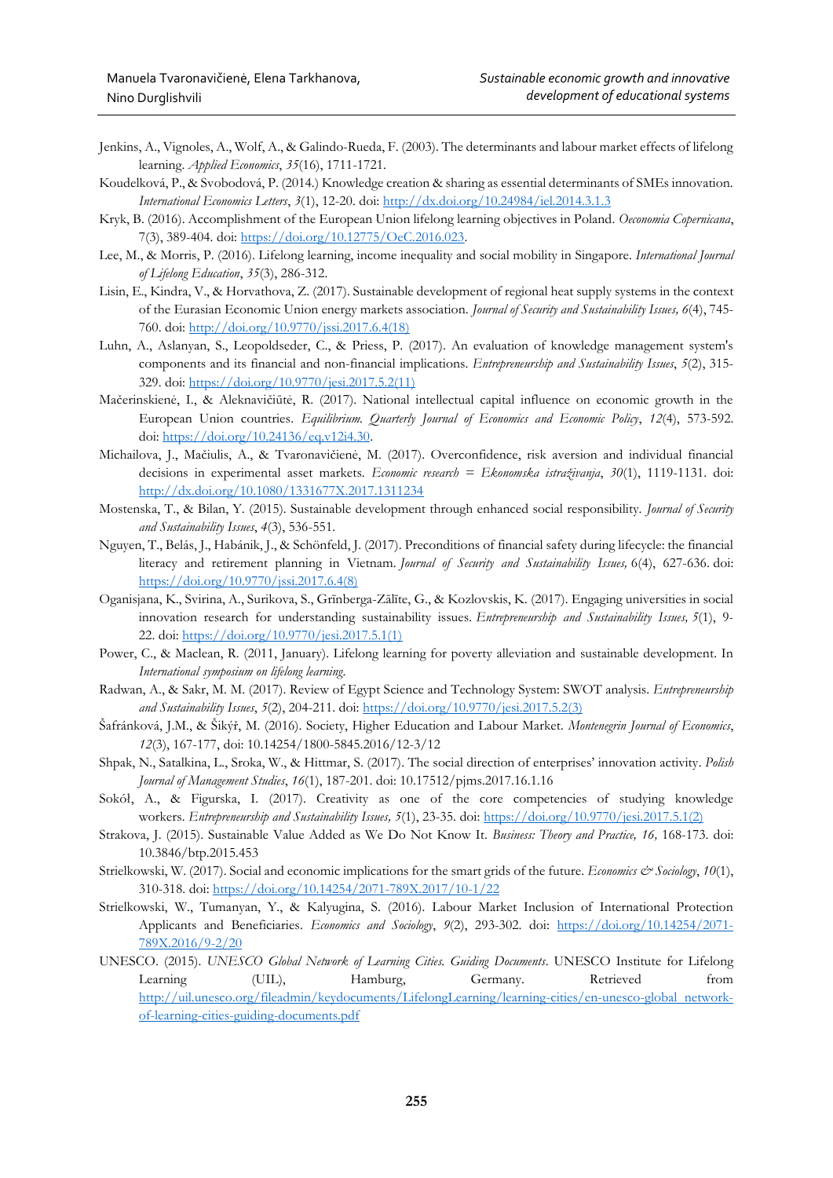Jenkins, A., Vignoles, A., Wolf, A., & Galindo-Rueda, F. (2003). The determinants and labour market effects of lifelong learning. *Applied Economics*, *35*(16), 1711-1721.

Koudelková, P., & Svobodová, P. (2014.) Knowledge creation & sharing as essential determinants of SMEs innovation. *International Economics Letters*, *3*(1), 12-20. doi: http://dx.doi.org/10.24984/iel.2014.3.1.3

Kryk, B. (2016). Accomplishment of the European Union lifelong learning objectives in Poland. *Oeconomia Copernicana*, 7(3), 389-404. doi: https://doi.org/10.12775/OeC.2016.023.

Lee, M., & Morris, P. (2016). Lifelong learning, income inequality and social mobility in Singapore. *International Journal of Lifelong Education*, *35*(3), 286-312.

Lisin, E., Kindra, V., & Horvathova, Z. (2017). Sustainable development of regional heat supply systems in the context of the Eurasian Economic Union energy markets association. *Journal of Security and Sustainability Issues, 6*(4), 745-760. doi: http://doi.org/10.9770/jssi.2017.6.4(18)

Luhn, A., Aslanyan, S., Leopoldseder, C., & Priess, P. (2017). An evaluation of knowledge management system's components and its financial and non-financial implications. *Entrepreneurship and Sustainability Issues*, *5*(2), 315-329. doi: https://doi.org/10.9770/jesi.2017.5.2(11)

Mačerinskienė, I., & Aleknavičiūtė, R. (2017). National intellectual capital influence on economic growth in the European Union countries. *Equilibrium. Quarterly Journal of Economics and Economic Policy*, *12*(4), 573-592. doi: https://doi.org/10.24136/eq.v12i4.30.

Michailova, J., Mačiulis, A., & Tvaronavičienė, M. (2017). Overconfidence, risk aversion and individual financial decisions in experimental asset markets. *Economic research = Ekonomska istraživanja*, *30*(1), 1119-1131. doi: http://dx.doi.org/10.1080/1331677X.2017.1311234

Mostenska, T., & Bilan, Y. (2015). Sustainable development through enhanced social responsibility. *Journal of Security and Sustainability Issues*, *4*(3), 536-551.

Nguyen, T., Belás, J., Habánik, J., & Schönfeld, J. (2017). Preconditions of financial safety during lifecycle: the financial literacy and retirement planning in Vietnam. *Journal of Security and Sustainability Issues,* 6(4), 627-636. doi: https://doi.org/10.9770/jssi.2017.6.4(8)

Oganisjana, K., Svirina, A., Surikova, S., Grīnberga-Zālīte, G., & Kozlovskis, K. (2017). Engaging universities in social innovation research for understanding sustainability issues. *Entrepreneurship and Sustainability Issues, 5*(1), 9-22. doi: https://doi.org/10.9770/jesi.2017.5.1(1)

Power, C., & Maclean, R. (2011, January). Lifelong learning for poverty alleviation and sustainable development. In *International symposium on lifelong learning*.

Radwan, A., & Sakr, M. M. (2017). Review of Egypt Science and Technology System: SWOT analysis. *Entrepreneurship and Sustainability Issues*, *5*(2), 204-211. doi: https://doi.org/10.9770/jesi.2017.5.2(3)

Šafránková, J.M., & Šikýř, M. (2016). Society, Higher Education and Labour Market. *Montenegrin Journal of Economics*, *12*(3), 167-177, doi: 10.14254/1800-5845.2016/12-3/12

Shpak, N., Satalkina, L., Sroka, W., & Hittmar, S. (2017). The social direction of enterprises' innovation activity. *Polish Journal of Management Studies*, *16*(1), 187-201. doi: 10.17512/pjms.2017.16.1.16

Sokół, A., & Figurska, I. (2017). Creativity as one of the core competencies of studying knowledge workers. *Entrepreneurship and Sustainability Issues, 5*(1), 23-35. doi: https://doi.org/10.9770/jesi.2017.5.1(2)

Strakova, J. (2015). Sustainable Value Added as We Do Not Know It. *Business: Theory and Practice, 16,* 168-173. doi: 10.3846/btp.2015.453

Strielkowski, W. (2017). Social and economic implications for the smart grids of the future. *Economics & Sociology*, *10*(1), 310-318. doi: https://doi.org/10.14254/2071-789X.2017/10-1/22

Strielkowski, W., Tumanyan, Y., & Kalyugina, S. (2016). Labour Market Inclusion of International Protection Applicants and Beneficiaries. *Economics and Sociology*, *9*(2), 293-302. doi: https://doi.org/10.14254/2071-789X.2016/9-2/20

UNESCO. (2015). *UNESCO Global Network of Learning Cities. Guiding Documents*. UNESCO Institute for Lifelong Learning (UIL), Hamburg, Germany. Retrieved from http://uil.unesco.org/fileadmin/keydocuments/LifelongLearning/learning-cities/en-unesco-global_network-of-learning-cities-guiding-documents.pdf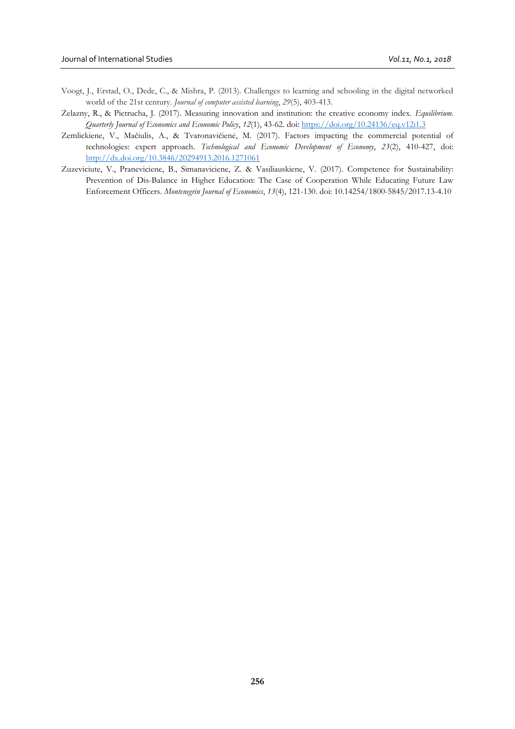Voogt, J., Erstad, O., Dede, C., & Mishra, P. (2013). Challenges to learning and schooling in the digital networked world of the 21st century. *Journal of computer assisted learning*, *29*(5), 403-413.

Żelazny, R., & Pietrucha, J. (2017). Measuring innovation and institution: the creative economy index. *Equilibrium. Quarterly Journal of Economics and Economic Policy*, *12*(1), 43-62. doi: https://doi.org/10.24136/eq.v12i1.3

Zemlickiene, V., Mačiulis, A., & Tvaronavičienė, M. (2017). Factors impacting the commercial potential of technologies: expert approach. *Technological and Economic Development of Economy*, *23*(2), 410-427, doi: http://dx.doi.org/10.3846/20294913.2016.1271061

Zuzeviciute, V., Praneviciene, B., Simanaviciene, Z. & Vasiliauskiene, V. (2017). Competence for Sustainability: Prevention of Dis-Balance in Higher Education: The Case of Cooperation While Educating Future Law Enforcement Officers. *Montenegrin Journal of Economics*, *13*(4), 121-130. doi: 10.14254/1800-5845/2017.13-4.10